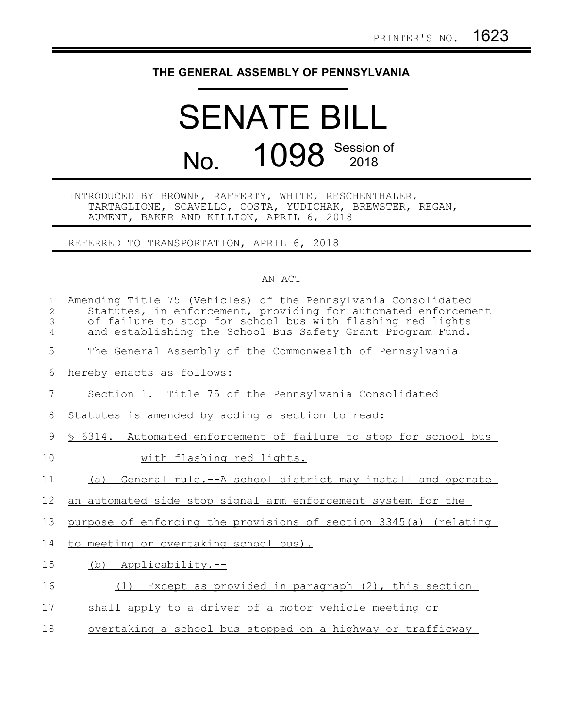PRINTER'S NO. 1623

# THE GENERAL ASSEMBLY OF PENNSYLVANIA

# SENATE BILL

# No. 1098 Session of 2018

INTRODUCED BY BROWNE, RAFFERTY, WHITE, RESCHENTHALER, TARTAGLIONE, SCAVELLO, COSTA, YUDICHAK, BREWSTER, REGAN, AUMENT, BAKER AND KILLION, APRIL 6, 2018

REFERRED TO TRANSPORTATION, APRIL 6, 2018

AN ACT

Amending Title 75 (Vehicles) of the Pennsylvania Consolidated Statutes, in enforcement, providing for automated enforcement of failure to stop for school bus with flashing red lights and establishing the School Bus Safety Grant Program Fund.

The General Assembly of the Commonwealth of Pennsylvania hereby enacts as follows:

Section 1. Title 75 of the Pennsylvania Consolidated Statutes is amended by adding a section to read:

§ 6314. Automated enforcement of failure to stop for school bus with flashing red lights.

(a) General rule.--A school district may install and operate an automated side stop signal arm enforcement system for the purpose of enforcing the provisions of section 3345(a) (relating to meeting or overtaking school bus).

(b) Applicability.--

(1) Except as provided in paragraph (2), this section shall apply to a driver of a motor vehicle meeting or overtaking a school bus stopped on a highway or trafficway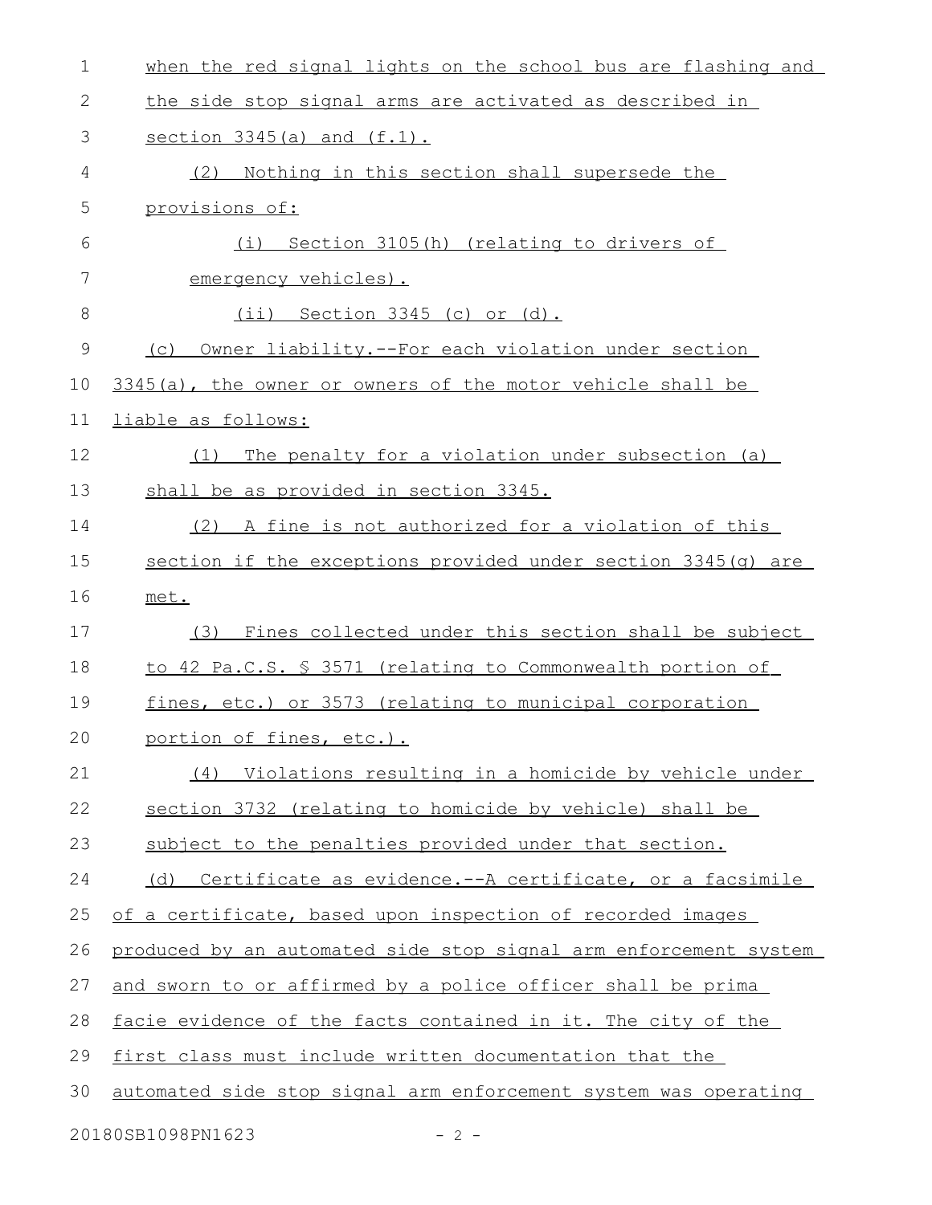when the red signal lights on the school bus are flashing and the side stop signal arms are activated as described in section 3345(a) and (f.1).

(2) Nothing in this section shall supersede the provisions of:

(i) Section 3105(h) (relating to drivers of emergency vehicles).

(ii) Section 3345 (c) or (d).

(c) Owner liability.--For each violation under section 3345(a), the owner or owners of the motor vehicle shall be liable as follows:

(1) The penalty for a violation under subsection (a) shall be as provided in section 3345.

(2) A fine is not authorized for a violation of this section if the exceptions provided under section 3345(g) are met.

(3) Fines collected under this section shall be subject to 42 Pa.C.S. § 3571 (relating to Commonwealth portion of fines, etc.) or 3573 (relating to municipal corporation portion of fines, etc.).

(4) Violations resulting in a homicide by vehicle under section 3732 (relating to homicide by vehicle) shall be subject to the penalties provided under that section.

(d) Certificate as evidence.--A certificate, or a facsimile of a certificate, based upon inspection of recorded images produced by an automated side stop signal arm enforcement system and sworn to or affirmed by a police officer shall be prima facie evidence of the facts contained in it. The city of the first class must include written documentation that the automated side stop signal arm enforcement system was operating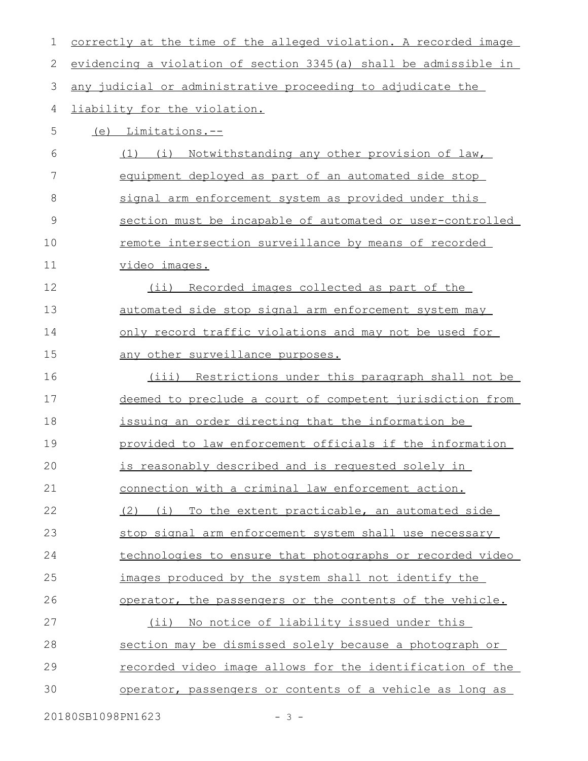correctly at the time of the alleged violation. A recorded image evidencing a violation of section 3345(a) shall be admissible in any judicial or administrative proceeding to adjudicate the liability for the violation.

(e) Limitations.--

(1) (i) Notwithstanding any other provision of law, equipment deployed as part of an automated side stop signal arm enforcement system as provided under this section must be incapable of automated or user-controlled remote intersection surveillance by means of recorded video images.

(ii) Recorded images collected as part of the automated side stop signal arm enforcement system may only record traffic violations and may not be used for any other surveillance purposes.

(iii) Restrictions under this paragraph shall not be deemed to preclude a court of competent jurisdiction from issuing an order directing that the information be provided to law enforcement officials if the information is reasonably described and is requested solely in connection with a criminal law enforcement action.

(2) (i) To the extent practicable, an automated side stop signal arm enforcement system shall use necessary technologies to ensure that photographs or recorded video images produced by the system shall not identify the operator, the passengers or the contents of the vehicle.

(ii) No notice of liability issued under this section may be dismissed solely because a photograph or recorded video image allows for the identification of the operator, passengers or contents of a vehicle as long as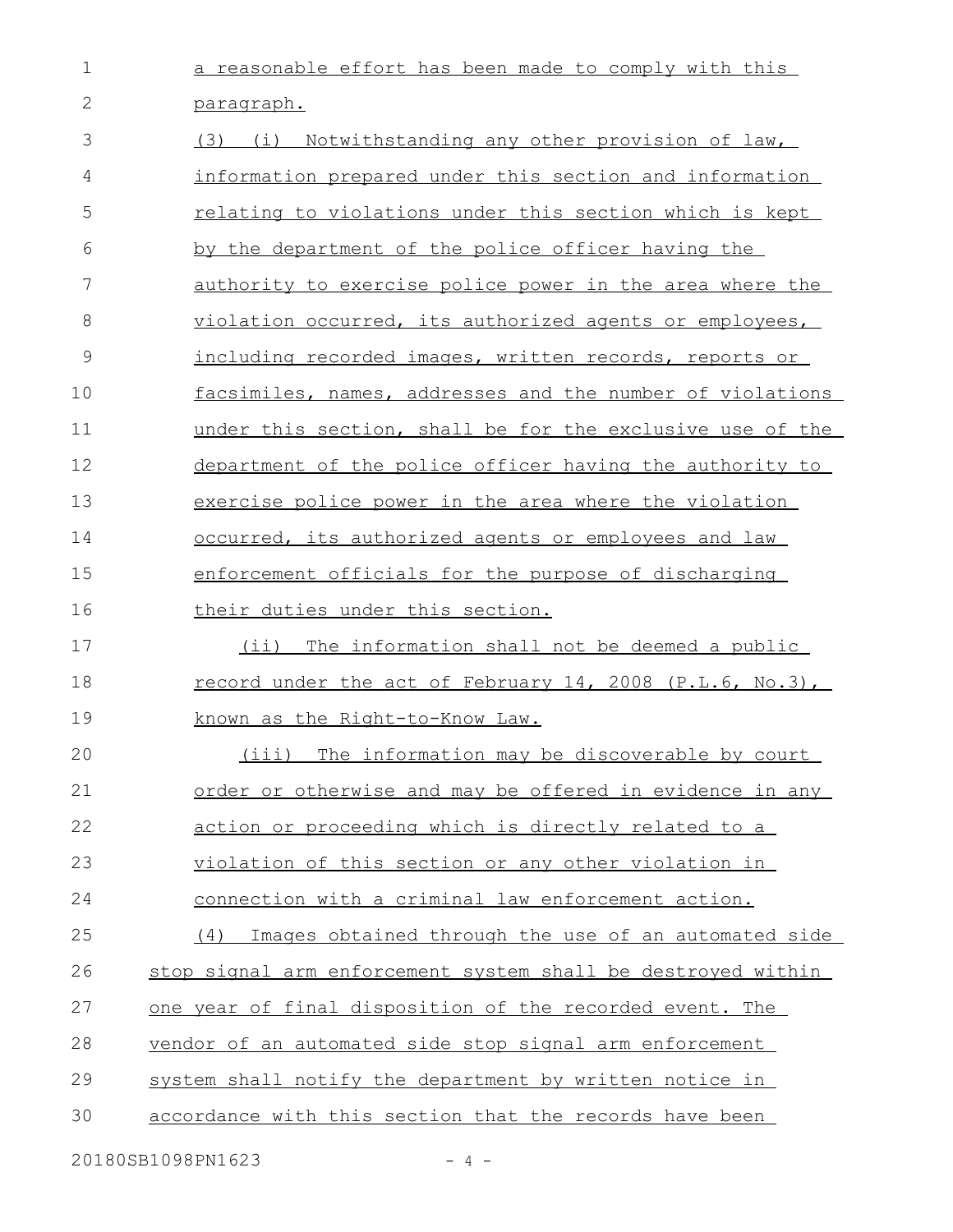a reasonable effort has been made to comply with this paragraph.

(3) (i) Notwithstanding any other provision of law, information prepared under this section and information relating to violations under this section which is kept by the department of the police officer having the authority to exercise police power in the area where the violation occurred, its authorized agents or employees, including recorded images, written records, reports or facsimiles, names, addresses and the number of violations under this section, shall be for the exclusive use of the department of the police officer having the authority to exercise police power in the area where the violation occurred, its authorized agents or employees and law enforcement officials for the purpose of discharging their duties under this section.

(ii) The information shall not be deemed a public record under the act of February 14, 2008 (P.L.6, No.3), known as the Right-to-Know Law.

(iii) The information may be discoverable by court order or otherwise and may be offered in evidence in any action or proceeding which is directly related to a violation of this section or any other violation in connection with a criminal law enforcement action.

(4) Images obtained through the use of an automated side stop signal arm enforcement system shall be destroyed within one year of final disposition of the recorded event. The vendor of an automated side stop signal arm enforcement system shall notify the department by written notice in accordance with this section that the records have been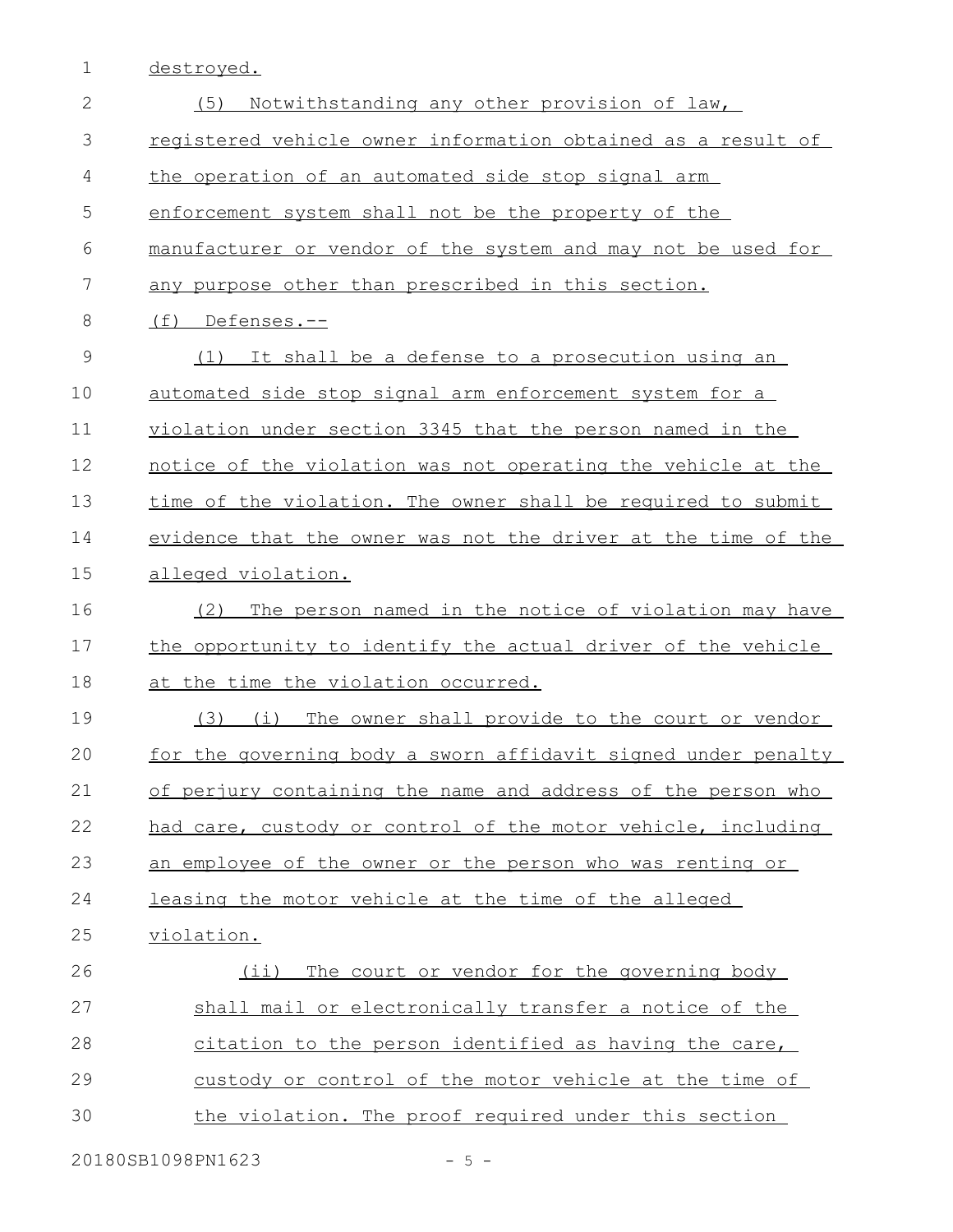destroyed.

(5) Notwithstanding any other provision of law, registered vehicle owner information obtained as a result of the operation of an automated side stop signal arm enforcement system shall not be the property of the manufacturer or vendor of the system and may not be used for any purpose other than prescribed in this section.

(f) Defenses.--

(1) It shall be a defense to a prosecution using an automated side stop signal arm enforcement system for a violation under section 3345 that the person named in the notice of the violation was not operating the vehicle at the time of the violation. The owner shall be required to submit evidence that the owner was not the driver at the time of the alleged violation.

(2) The person named in the notice of violation may have the opportunity to identify the actual driver of the vehicle at the time the violation occurred.

(3) (i) The owner shall provide to the court or vendor for the governing body a sworn affidavit signed under penalty of perjury containing the name and address of the person who had care, custody or control of the motor vehicle, including an employee of the owner or the person who was renting or leasing the motor vehicle at the time of the alleged violation.

(ii) The court or vendor for the governing body shall mail or electronically transfer a notice of the citation to the person identified as having the care, custody or control of the motor vehicle at the time of the violation. The proof required under this section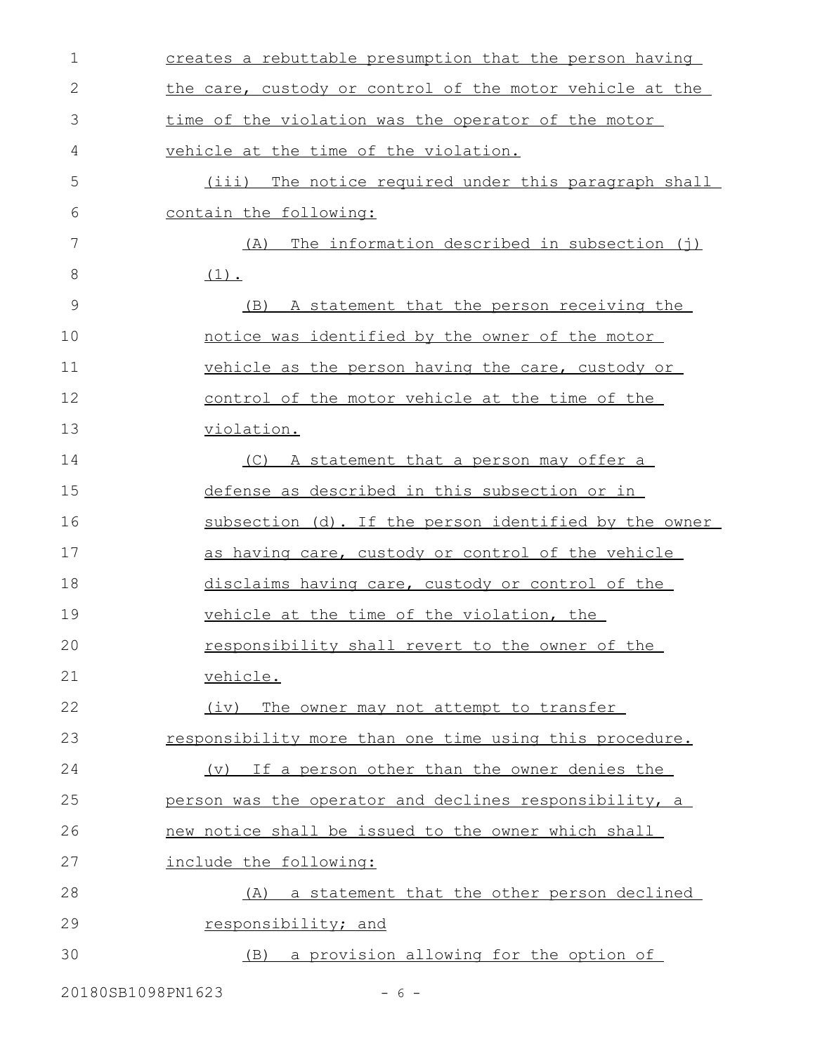creates a rebuttable presumption that the person having the care, custody or control of the motor vehicle at the time of the violation was the operator of the motor vehicle at the time of the violation.

(iii) The notice required under this paragraph shall contain the following:

(A) The information described in subsection (j)(1).

(B) A statement that the person receiving the notice was identified by the owner of the motor vehicle as the person having the care, custody or control of the motor vehicle at the time of the violation.

(C) A statement that a person may offer a defense as described in this subsection or in subsection (d). If the person identified by the owner as having care, custody or control of the vehicle disclaims having care, custody or control of the vehicle at the time of the violation, the responsibility shall revert to the owner of the vehicle.

(iv) The owner may not attempt to transfer responsibility more than one time using this procedure.

(v) If a person other than the owner denies the person was the operator and declines responsibility, a new notice shall be issued to the owner which shall include the following:

(A) a statement that the other person declined responsibility; and

(B) a provision allowing for the option of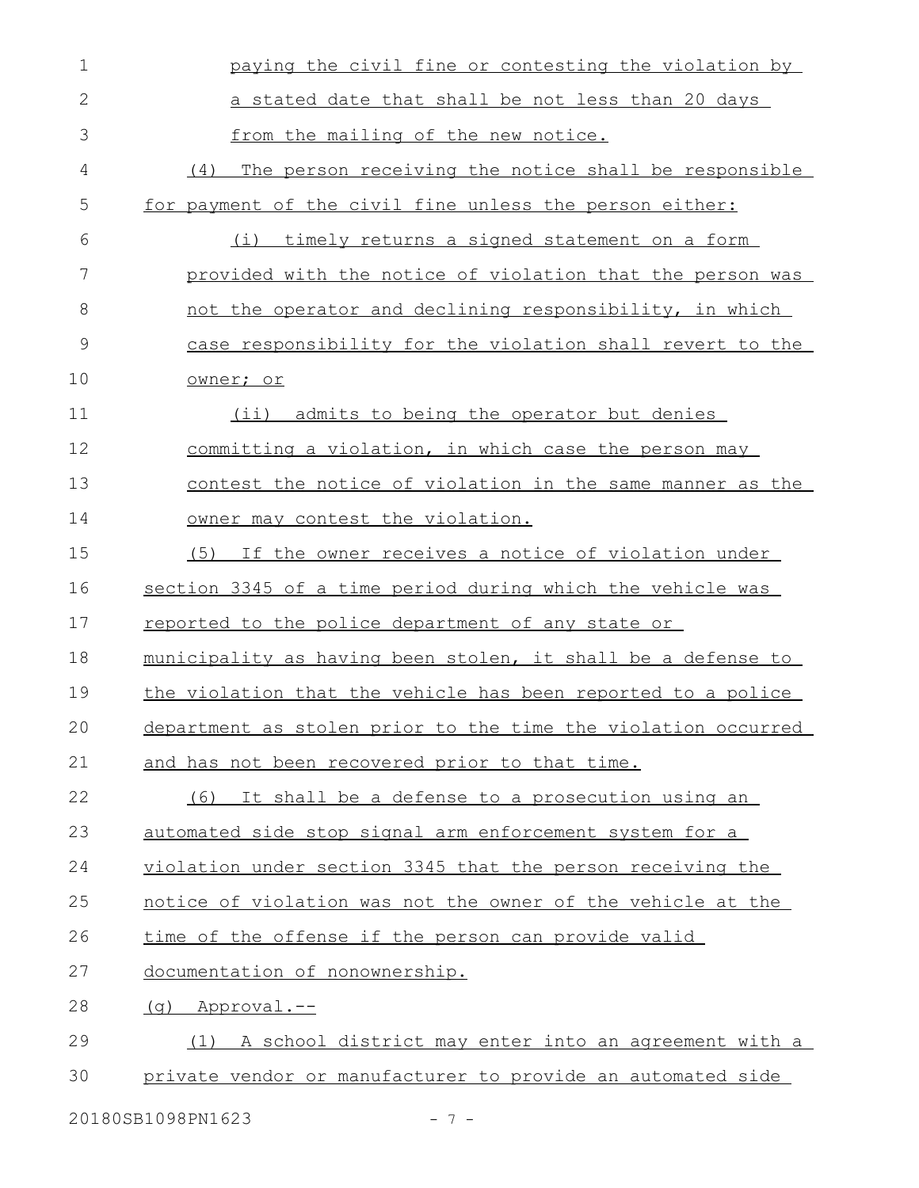paying the civil fine or contesting the violation by a stated date that shall be not less than 20 days from the mailing of the new notice.

(4) The person receiving the notice shall be responsible for payment of the civil fine unless the person either:

(i) timely returns a signed statement on a form provided with the notice of violation that the person was not the operator and declining responsibility, in which case responsibility for the violation shall revert to the owner; or

(ii) admits to being the operator but denies committing a violation, in which case the person may contest the notice of violation in the same manner as the owner may contest the violation.

(5) If the owner receives a notice of violation under section 3345 of a time period during which the vehicle was reported to the police department of any state or municipality as having been stolen, it shall be a defense to the violation that the vehicle has been reported to a police department as stolen prior to the time the violation occurred and has not been recovered prior to that time.

(6) It shall be a defense to a prosecution using an automated side stop signal arm enforcement system for a violation under section 3345 that the person receiving the notice of violation was not the owner of the vehicle at the time of the offense if the person can provide valid documentation of nonownership.

(g) Approval.--

(1) A school district may enter into an agreement with a private vendor or manufacturer to provide an automated side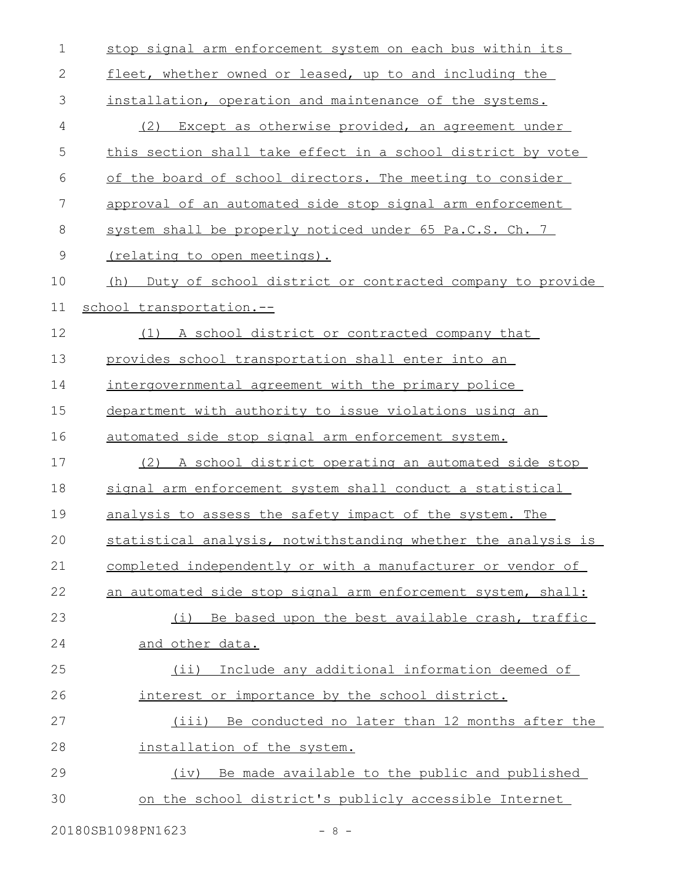stop signal arm enforcement system on each bus within its fleet, whether owned or leased, up to and including the installation, operation and maintenance of the systems.

(2) Except as otherwise provided, an agreement under this section shall take effect in a school district by vote of the board of school directors. The meeting to consider approval of an automated side stop signal arm enforcement system shall be properly noticed under 65 Pa.C.S. Ch. 7 (relating to open meetings).

(h) Duty of school district or contracted company to provide school transportation.--

(1) A school district or contracted company that provides school transportation shall enter into an intergovernmental agreement with the primary police department with authority to issue violations using an automated side stop signal arm enforcement system.

(2) A school district operating an automated side stop signal arm enforcement system shall conduct a statistical analysis to assess the safety impact of the system. The statistical analysis, notwithstanding whether the analysis is completed independently or with a manufacturer or vendor of an automated side stop signal arm enforcement system, shall:

(i) Be based upon the best available crash, traffic and other data.

(ii) Include any additional information deemed of interest or importance by the school district.

(iii) Be conducted no later than 12 months after the installation of the system.

(iv) Be made available to the public and published on the school district's publicly accessible Internet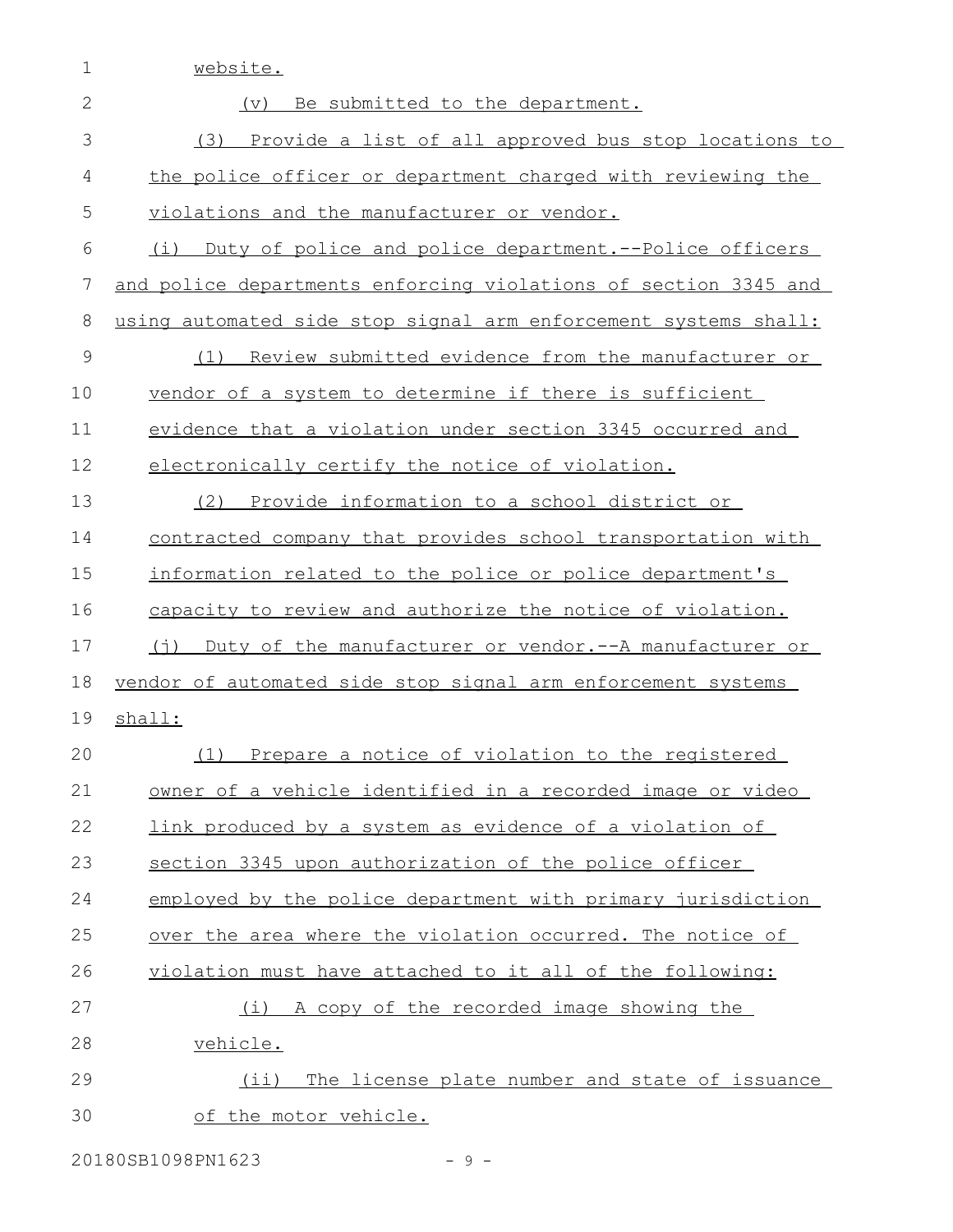website.

(v) Be submitted to the department.

(3) Provide a list of all approved bus stop locations to the police officer or department charged with reviewing the violations and the manufacturer or vendor.

(i) Duty of police and police department.--Police officers and police departments enforcing violations of section 3345 and using automated side stop signal arm enforcement systems shall:

(1) Review submitted evidence from the manufacturer or vendor of a system to determine if there is sufficient evidence that a violation under section 3345 occurred and electronically certify the notice of violation.

(2) Provide information to a school district or contracted company that provides school transportation with information related to the police or police department's capacity to review and authorize the notice of violation.

(j) Duty of the manufacturer or vendor.--A manufacturer or vendor of automated side stop signal arm enforcement systems shall:

(1) Prepare a notice of violation to the registered owner of a vehicle identified in a recorded image or video link produced by a system as evidence of a violation of section 3345 upon authorization of the police officer employed by the police department with primary jurisdiction over the area where the violation occurred. The notice of violation must have attached to it all of the following:

(i) A copy of the recorded image showing the vehicle.

(ii) The license plate number and state of issuance of the motor vehicle.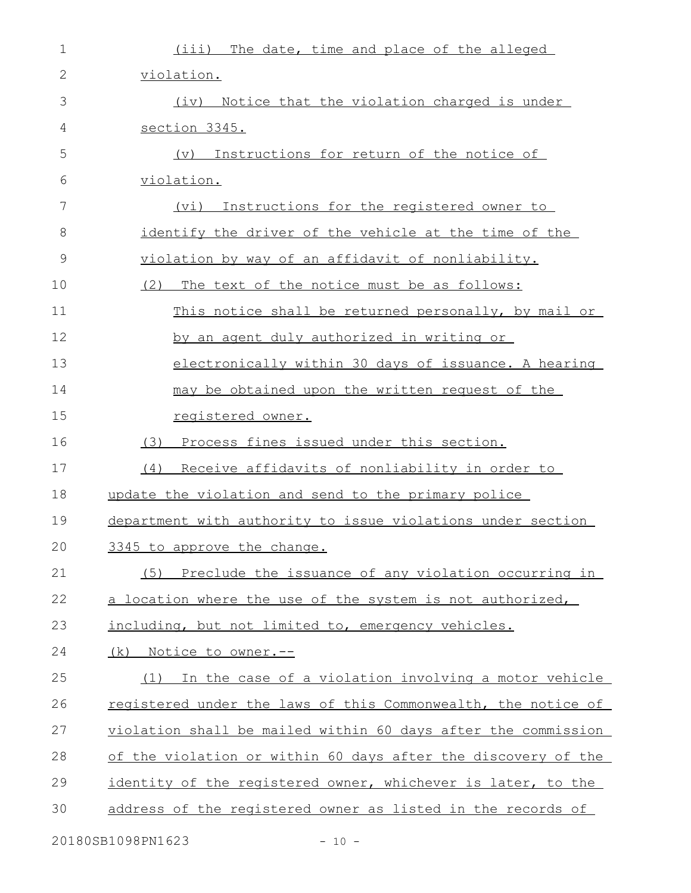(iii) The date, time and place of the alleged violation.

(iv) Notice that the violation charged is under section 3345.

(v) Instructions for return of the notice of violation.

(vi) Instructions for the registered owner to identify the driver of the vehicle at the time of the violation by way of an affidavit of nonliability.

(2) The text of the notice must be as follows:

This notice shall be returned personally, by mail or by an agent duly authorized in writing or electronically within 30 days of issuance. A hearing may be obtained upon the written request of the registered owner.

(3) Process fines issued under this section.

(4) Receive affidavits of nonliability in order to update the violation and send to the primary police department with authority to issue violations under section 3345 to approve the change.

(5) Preclude the issuance of any violation occurring in a location where the use of the system is not authorized, including, but not limited to, emergency vehicles.

(k) Notice to owner.--

(1) In the case of a violation involving a motor vehicle registered under the laws of this Commonwealth, the notice of violation shall be mailed within 60 days after the commission of the violation or within 60 days after the discovery of the identity of the registered owner, whichever is later, to the address of the registered owner as listed in the records of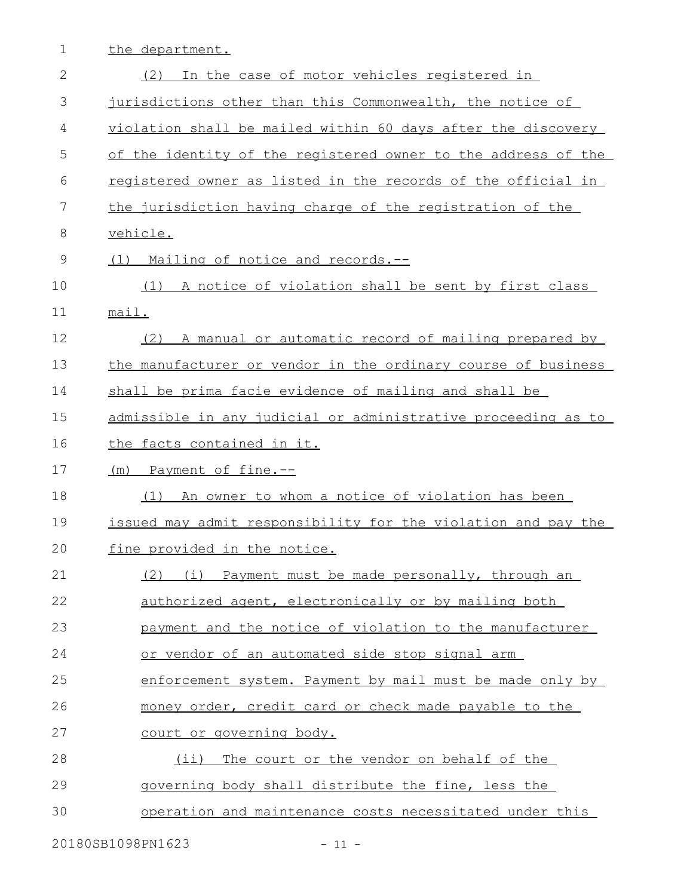the department.

(2) In the case of motor vehicles registered in jurisdictions other than this Commonwealth, the notice of violation shall be mailed within 60 days after the discovery of the identity of the registered owner to the address of the registered owner as listed in the records of the official in the jurisdiction having charge of the registration of the vehicle.

(l) Mailing of notice and records.--

(1) A notice of violation shall be sent by first class mail.

(2) A manual or automatic record of mailing prepared by the manufacturer or vendor in the ordinary course of business shall be prima facie evidence of mailing and shall be admissible in any judicial or administrative proceeding as to the facts contained in it.

(m) Payment of fine.--

(1) An owner to whom a notice of violation has been issued may admit responsibility for the violation and pay the fine provided in the notice.

(2) (i) Payment must be made personally, through an authorized agent, electronically or by mailing both payment and the notice of violation to the manufacturer or vendor of an automated side stop signal arm enforcement system. Payment by mail must be made only by money order, credit card or check made payable to the court or governing body.

(ii) The court or the vendor on behalf of the governing body shall distribute the fine, less the operation and maintenance costs necessitated under this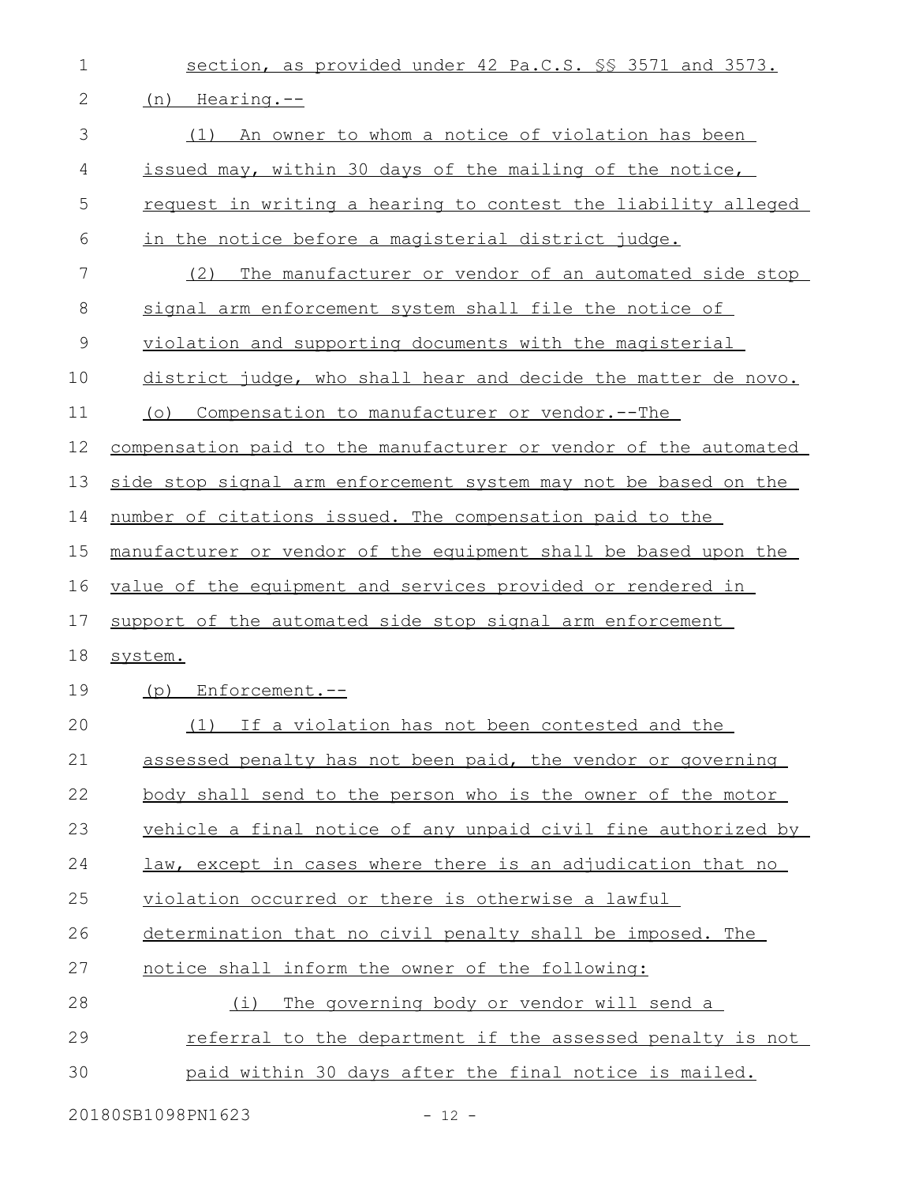section, as provided under 42 Pa.C.S. §§ 3571 and 3573.

(n) Hearing.--

(1) An owner to whom a notice of violation has been issued may, within 30 days of the mailing of the notice, request in writing a hearing to contest the liability alleged in the notice before a magisterial district judge.

(2) The manufacturer or vendor of an automated side stop signal arm enforcement system shall file the notice of violation and supporting documents with the magisterial district judge, who shall hear and decide the matter de novo.

(o) Compensation to manufacturer or vendor.--The compensation paid to the manufacturer or vendor of the automated side stop signal arm enforcement system may not be based on the number of citations issued. The compensation paid to the manufacturer or vendor of the equipment shall be based upon the value of the equipment and services provided or rendered in support of the automated side stop signal arm enforcement system.

(p) Enforcement.--

(1) If a violation has not been contested and the assessed penalty has not been paid, the vendor or governing body shall send to the person who is the owner of the motor vehicle a final notice of any unpaid civil fine authorized by law, except in cases where there is an adjudication that no violation occurred or there is otherwise a lawful determination that no civil penalty shall be imposed. The notice shall inform the owner of the following:

(i) The governing body or vendor will send a referral to the department if the assessed penalty is not paid within 30 days after the final notice is mailed.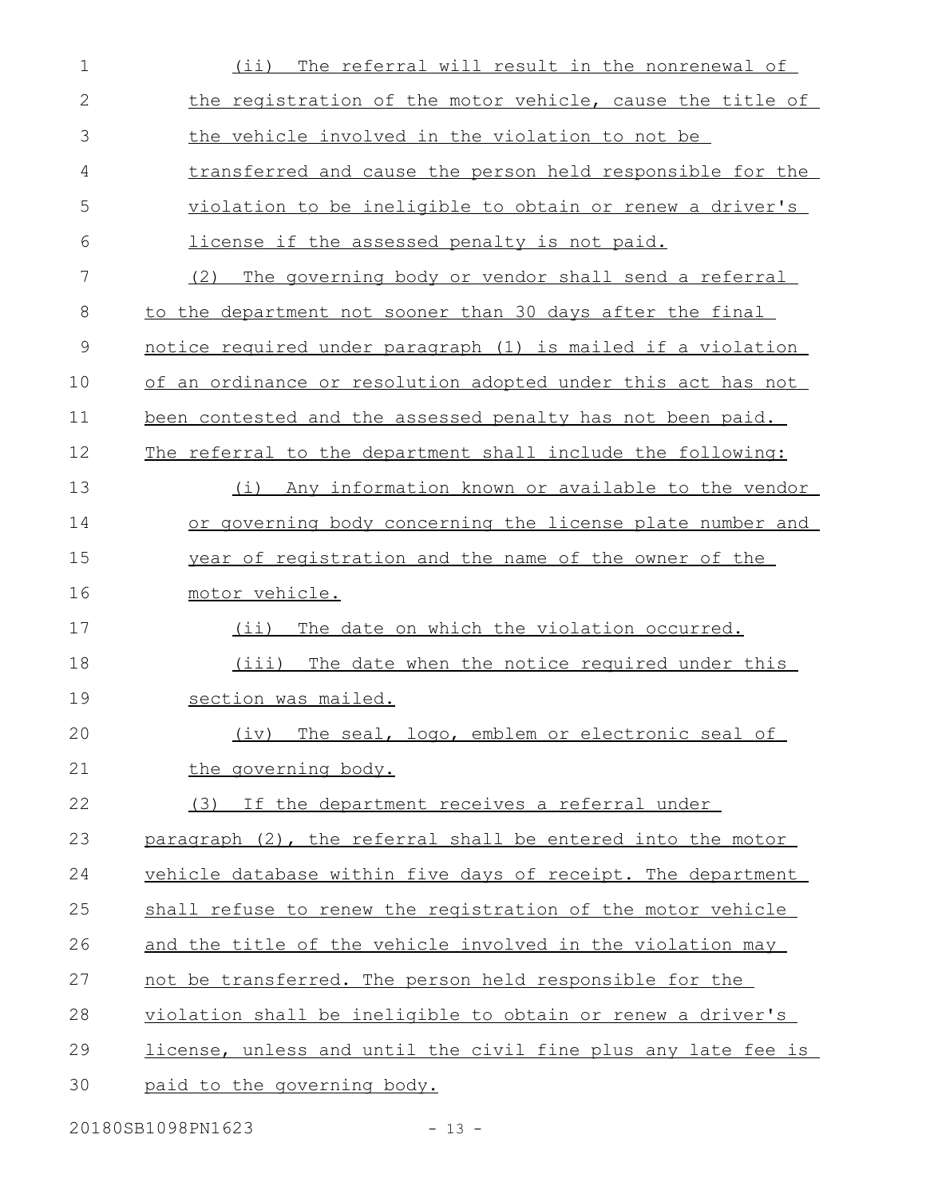(ii) The referral will result in the nonrenewal of the registration of the motor vehicle, cause the title of the vehicle involved in the violation to not be transferred and cause the person held responsible for the violation to be ineligible to obtain or renew a driver's license if the assessed penalty is not paid.

(2) The governing body or vendor shall send a referral to the department not sooner than 30 days after the final notice required under paragraph (1) is mailed if a violation of an ordinance or resolution adopted under this act has not been contested and the assessed penalty has not been paid. The referral to the department shall include the following:

(i) Any information known or available to the vendor or governing body concerning the license plate number and year of registration and the name of the owner of the motor vehicle.

(ii) The date on which the violation occurred.

(iii) The date when the notice required under this section was mailed.

(iv) The seal, logo, emblem or electronic seal of the governing body.

(3) If the department receives a referral under paragraph (2), the referral shall be entered into the motor vehicle database within five days of receipt. The department shall refuse to renew the registration of the motor vehicle and the title of the vehicle involved in the violation may not be transferred. The person held responsible for the violation shall be ineligible to obtain or renew a driver's license, unless and until the civil fine plus any late fee is paid to the governing body.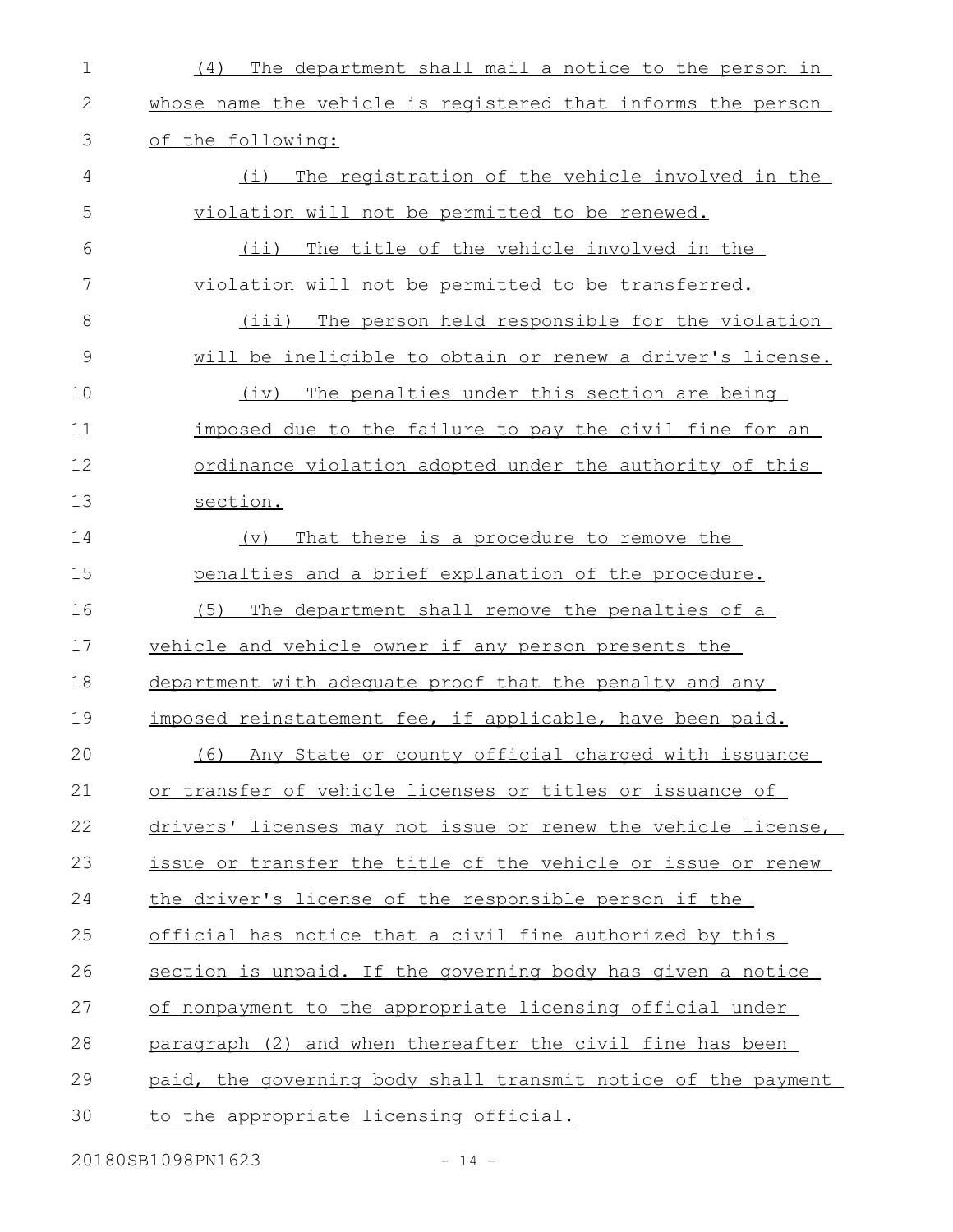(4) The department shall mail a notice to the person in whose name the vehicle is registered that informs the person of the following:

(i) The registration of the vehicle involved in the violation will not be permitted to be renewed.

(ii) The title of the vehicle involved in the violation will not be permitted to be transferred.

(iii) The person held responsible for the violation will be ineligible to obtain or renew a driver's license.

(iv) The penalties under this section are being imposed due to the failure to pay the civil fine for an ordinance violation adopted under the authority of this section.

(v) That there is a procedure to remove the penalties and a brief explanation of the procedure.

(5) The department shall remove the penalties of a vehicle and vehicle owner if any person presents the department with adequate proof that the penalty and any imposed reinstatement fee, if applicable, have been paid.

(6) Any State or county official charged with issuance or transfer of vehicle licenses or titles or issuance of drivers' licenses may not issue or renew the vehicle license, issue or transfer the title of the vehicle or issue or renew the driver's license of the responsible person if the official has notice that a civil fine authorized by this section is unpaid. If the governing body has given a notice of nonpayment to the appropriate licensing official under paragraph (2) and when thereafter the civil fine has been paid, the governing body shall transmit notice of the payment to the appropriate licensing official.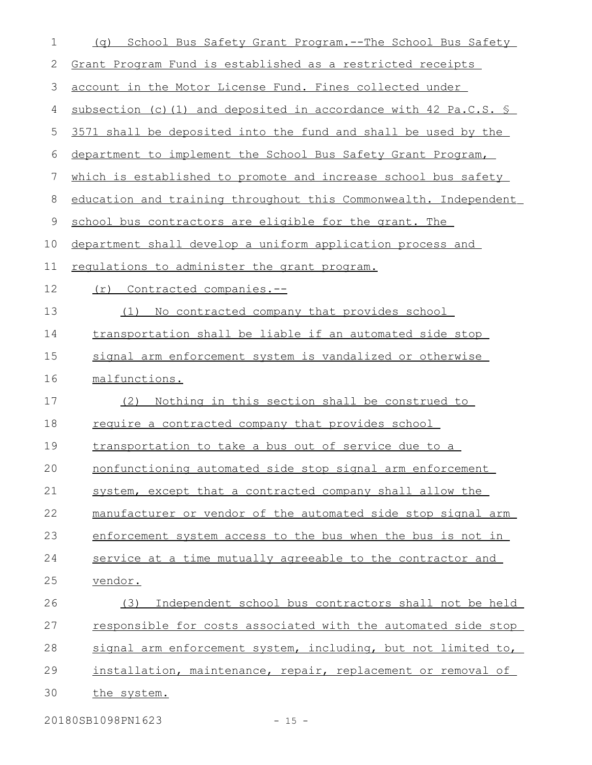(q) School Bus Safety Grant Program.--The School Bus Safety Grant Program Fund is established as a restricted receipts account in the Motor License Fund. Fines collected under subsection (c)(1) and deposited in accordance with 42 Pa.C.S. § 3571 shall be deposited into the fund and shall be used by the department to implement the School Bus Safety Grant Program, which is established to promote and increase school bus safety education and training throughout this Commonwealth. Independent school bus contractors are eligible for the grant. The department shall develop a uniform application process and regulations to administer the grant program.

(r) Contracted companies.--

(1) No contracted company that provides school transportation shall be liable if an automated side stop signal arm enforcement system is vandalized or otherwise malfunctions.

(2) Nothing in this section shall be construed to require a contracted company that provides school transportation to take a bus out of service due to a nonfunctioning automated side stop signal arm enforcement system, except that a contracted company shall allow the manufacturer or vendor of the automated side stop signal arm enforcement system access to the bus when the bus is not in service at a time mutually agreeable to the contractor and vendor.

(3) Independent school bus contractors shall not be held responsible for costs associated with the automated side stop signal arm enforcement system, including, but not limited to, installation, maintenance, repair, replacement or removal of the system.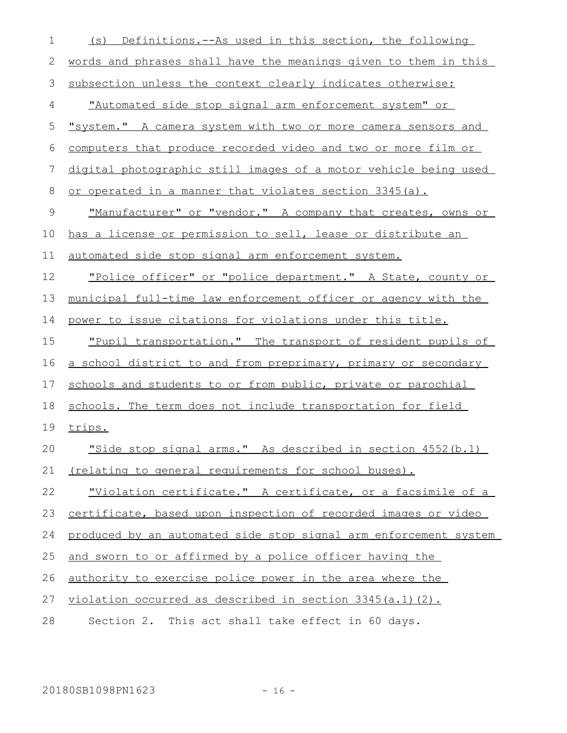(s) Definitions.--As used in this section, the following words and phrases shall have the meanings given to them in this subsection unless the context clearly indicates otherwise:

"Automated side stop signal arm enforcement system" or "system." A camera system with two or more camera sensors and computers that produce recorded video and two or more film or digital photographic still images of a motor vehicle being used or operated in a manner that violates section 3345(a).

"Manufacturer" or "vendor." A company that creates, owns or has a license or permission to sell, lease or distribute an automated side stop signal arm enforcement system.

"Police officer" or "police department." A State, county or municipal full-time law enforcement officer or agency with the power to issue citations for violations under this title.

"Pupil transportation." The transport of resident pupils of a school district to and from preprimary, primary or secondary schools and students to or from public, private or parochial schools. The term does not include transportation for field trips.

"Side stop signal arms." As described in section 4552(b.1) (relating to general requirements for school buses).

"Violation certificate." A certificate, or a facsimile of a certificate, based upon inspection of recorded images or video produced by an automated side stop signal arm enforcement system and sworn to or affirmed by a police officer having the authority to exercise police power in the area where the violation occurred as described in section 3345(a.1)(2).

Section 2. This act shall take effect in 60 days.